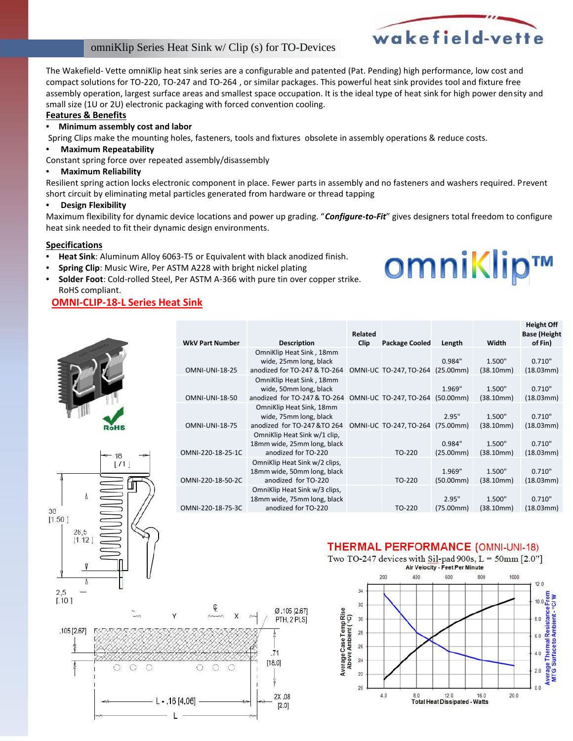# omniKlip Series Heat Sink w/ Clip (s) for TO-Devices

The Wakefield- Vette omniKlip heat sink series are a configurable and patented (Pat. Pending) high performance, low cost and compact solutions for TO-220, TO-247 and TO-264 , or similar packages. This powerful heat sink provides tool and fixture free assembly operation, largest surface areas and smallest space occupation. It is the ideal type of heat sink for high power density and small size (1U or 2U) electronic packaging with forced convention cooling.

## Features & Benefits

- **Minimum assembly cost and labor**

Spring Clips make the mounting holes, fasteners, tools and fixtures obsolete in assembly operations & reduce costs.

- **Maximum Repeatability**

Constant spring force over repeated assembly/disassembly

- **Maximum Reliability**

Resilient spring action locks electronic component in place. Fewer parts in assembly and no fasteners and washers required. Prevent short circuit by eliminating metal particles generated from hardware or thread tapping

- **Design Flexibility**

Maximum flexibility for dynamic device locations and power up grading. "***Configure-to-Fit***" gives designers total freedom to configure heat sink needed to fit their dynamic design environments.

## Specifications

- **Heat Sink**: Aluminum Alloy 6063-T5 or Equivalent with black anodized finish.
- **Spring Clip**: Music Wire, Per ASTM A228 with bright nickel plating
- **Solder Foot**: Cold-rolled Steel, Per ASTM A-366 with pure tin over copper strike. RoHS compliant.

## OMNI-CLIP-18-L Series Heat Sink

| WkV Part Number | Description | Related Clip | Package Cooled | Length | Width | Height Off Base (Height of Fin) |
|---|---|---|---|---|---|---|
| OMNI-UNI-18-25 | OmniKlip Heat Sink , 18mm wide, 25mm long, black anodized for TO-247 & TO-264 | OMNI-UC | TO-247, TO-264 | 0.984" (25.00mm) | 1.500" (38.10mm) | 0.710" (18.03mm) |
| OMNI-UNI-18-50 | OmniKlip Heat Sink , 18mm wide, 50mm long, black anodized for TO-247 & TO-264 | OMNI-UC | TO-247, TO-264 | 1.969" (50.00mm) | 1.500" (38.10mm) | 0.710" (18.03mm) |
| OMNI-UNI-18-75 | OmniKlip Heat Sink, 18mm wide, 75mm long, black anodized for TO-247 &TO 264 | OMNI-UC | TO-247, TO-264 | 2.95" (75.00mm) | 1.500" (38.10mm) | 0.710" (18.03mm) |
| OMNI-220-18-25-1C | OmniKlip Heat Sink w/1 clip, 18mm wide, 25mm long, black anodized for TO-220 | | TO-220 | 0.984" (25.00mm) | 1.500" (38.10mm) | 0.710" (18.03mm) |
| OMNI-220-18-50-2C | OmniKlip Heat Sink w/2 clips, 18mm wide, 50mm long, black anodized for TO-220 | | TO-220 | 1.969" (50.00mm) | 1.500" (38.10mm) | 0.710" (18.03mm) |
| OMNI-220-18-75-3C | OmniKlip Heat Sink w/3 clips, 18mm wide, 75mm long, black anodized for TO-220 | | TO-220 | 2.95" (75.00mm) | 1.500" (38.10mm) | 0.710" (18.03mm) |

## THERMAL PERFORMANCE (OMNI-UNI-18)

Two TO-247 devices with Sil-pad 900s, L = 50mm [2.0"]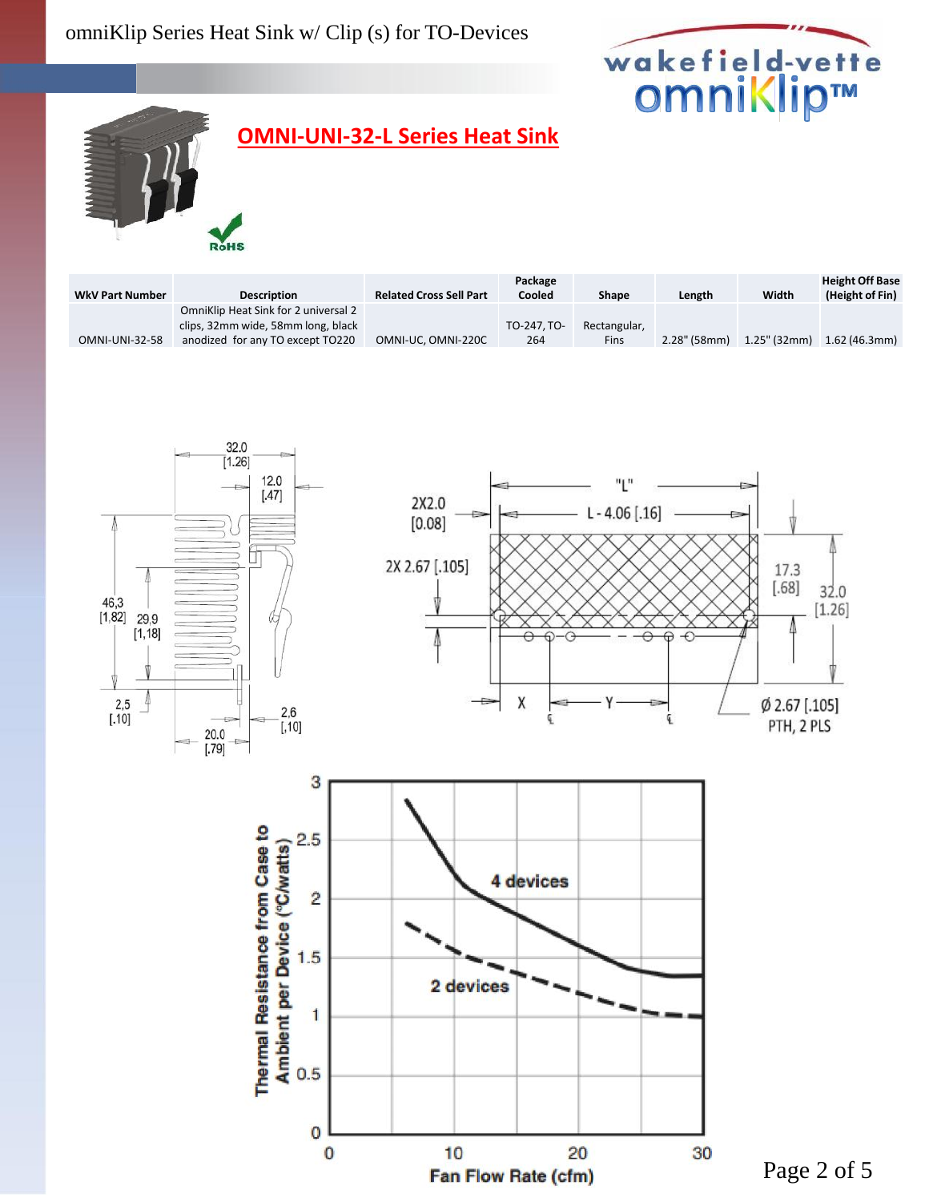# OMNI-UNI-32-L Series Heat Sink

| WkV Part Number | Description | Related Cross Sell Part | Package Cooled | Shape | Length | Width | Height Off Base (Height of Fin) |
|---|---|---|---|---|---|---|---|
| OMNI-UNI-32-58 | OmniKlip Heat Sink for 2 universal 2 clips, 32mm wide, 58mm long, black anodized for any TO except TO220 | OMNI-UC, OMNI-220C | TO-247, TO-264 | Rectangular, Fins | 2.28" (58mm) | 1.25" (32mm) | 1.62 (46.3mm) |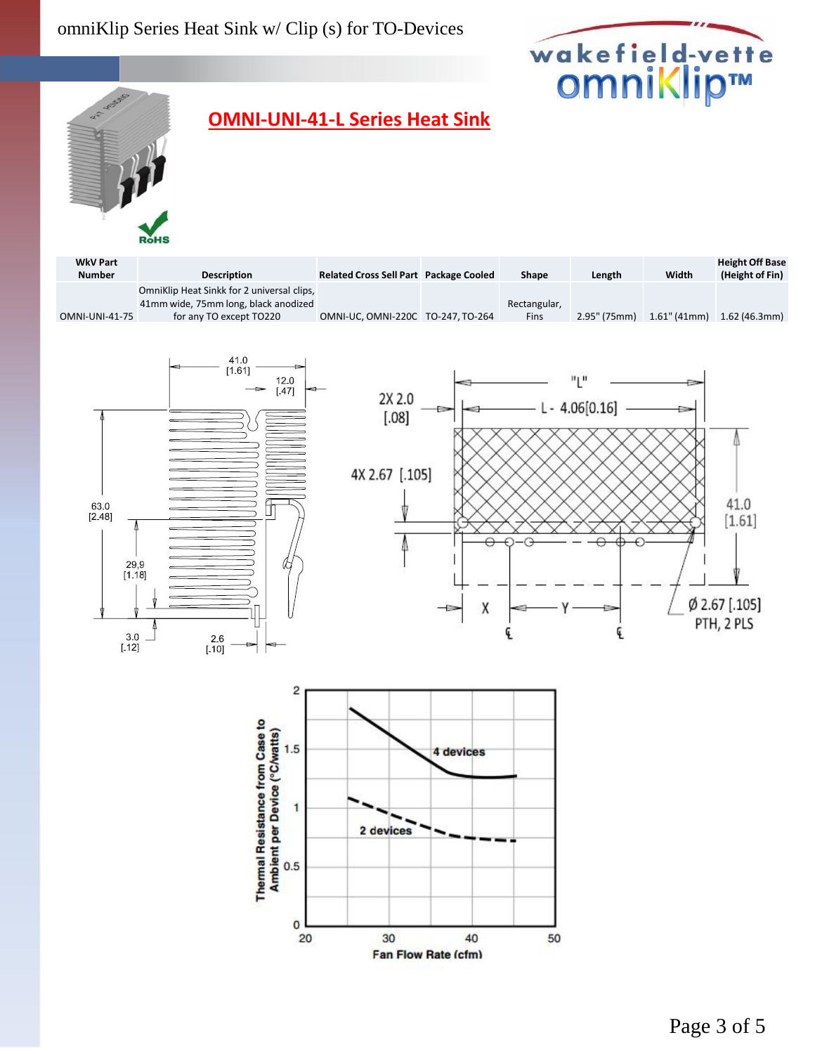## OMNI-UNI-41-L Series Heat Sink

| WkV Part Number | Description | Related Cross Sell Part | Package Cooled | Shape | Length | Width | Height Off Base (Height of Fin) |
|---|---|---|---|---|---|---|---|
| OMNI-UNI-41-75 | OmniKlip Heat Sinkk for 2 universal clips, 41mm wide, 75mm long, black anodized for any TO except TO220 | OMNI-UC, OMNI-220C | TO-247, TO-264 | Rectangular, Fins | 2.95" (75mm) | 1.61" (41mm) | 1.62 (46.3mm) |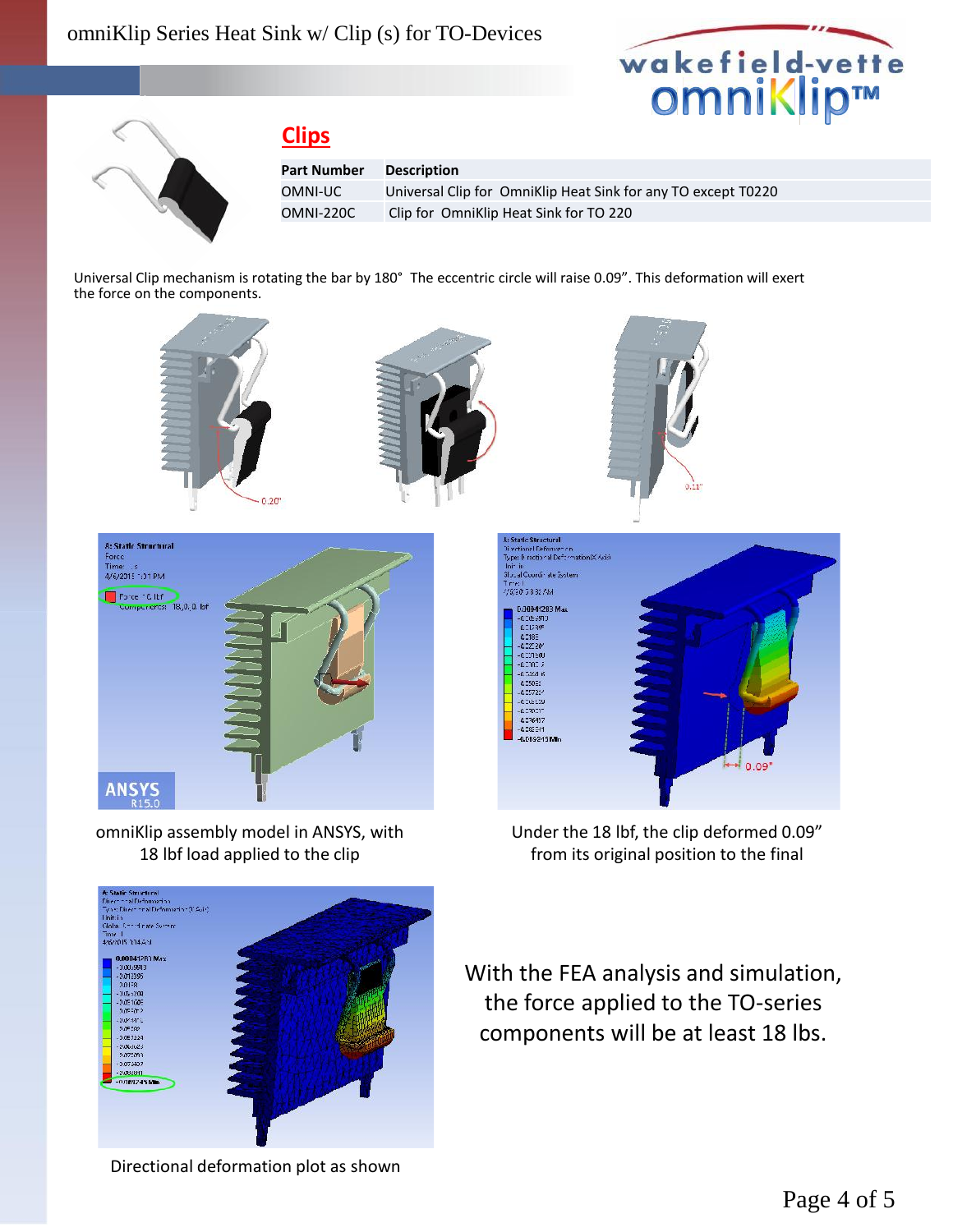## Clips

| Part Number | Description |
|---|---|
| OMNI-UC | Universal Clip for OmniKlip Heat Sink for any TO except T0220 |
| OMNI-220C | Clip for OmniKlip Heat Sink for TO 220 |

Universal Clip mechanism is rotating the bar by 180° The eccentric circle will raise 0.09". This deformation will exert the force on the components.

omniKlip assembly model in ANSYS, with 18 lbf load applied to the clip

Under the 18 lbf, the clip deformed 0.09" from its original position to the final

Directional deformation plot as shown

With the FEA analysis and simulation, the force applied to the TO-series components will be at least 18 lbs.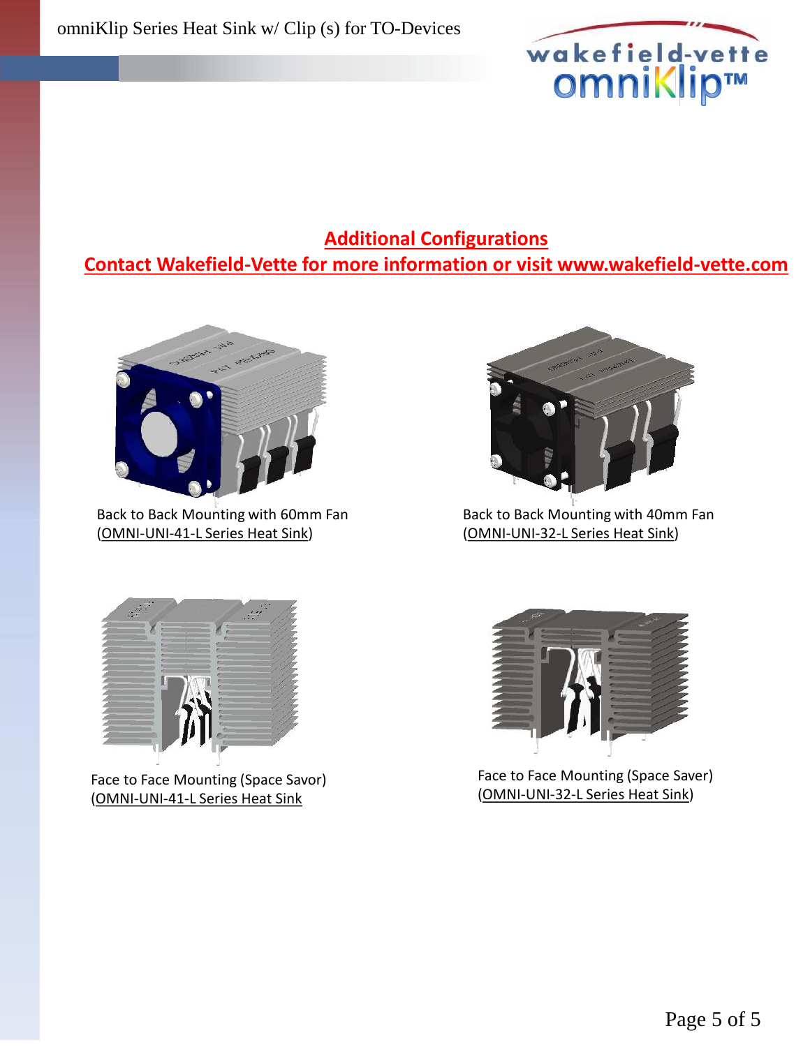## Additional Configurations

## Contact Wakefield-Vette for more information or visit www.wakefield-vette.com

Back to Back Mounting with 60mm Fan
(OMNI-UNI-41-L Series Heat Sink)

Back to Back Mounting with 40mm Fan
(OMNI-UNI-32-L Series Heat Sink)

Face to Face Mounting (Space Savor)
(OMNI-UNI-41-L Series Heat Sink

Face to Face Mounting (Space Saver)
(OMNI-UNI-32-L Series Heat Sink)